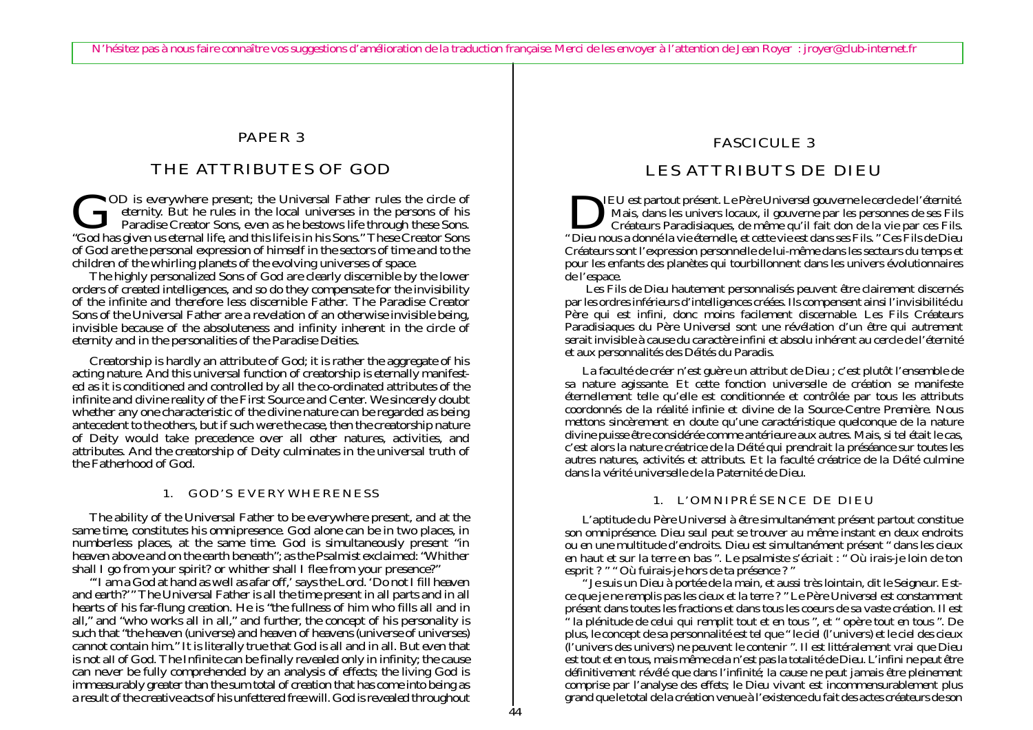N'hésitez pas à nous faire connaître vos suggestions d'amélioration de la traduction française. Merci de les envoyer à l'attention de Jean Royer : jroyer@club-internet.fr

# PAPER 3

## THE ATTRIBUTES OF GOD

GOD is everywhere present; the Universal Father rules the circle of eternity. But he rules in the local universes in the persons of his Paradise Creator Sons, even as he bestows life through these Sons. "God has given us eternal life, and this life is in his Sons." These Creator Sons of God are the personal expression of himself in the sectors of time and to the children of the whirling planets of the evolving universes of space.

The highly personalized Sons of God are clearly discernible by the lower orders of created intelligences, and so do they compensate for the invisibility of the infinite and therefore less discernible Father. The Paradise Creator Sons of the Universal Father are a revelation of an otherwise invisible being, invisible because of the absoluteness and infinity inherent in the circle of eternity and in the personalities of the Paradise Deities.

Creatorship is hardly an attribute of God; it is rather the aggregate of his acting nature. And this universal function of creatorship is eternally manifested as it is conditioned and controlled by all the co-ordinated attributes of the infinite and divine reality of the First Source and Center. We sincerely doubt whether any one characteristic of the divine nature can be regarded as being antecedent to the others, but if such were the case, then the creatorship nature of Deity would take precedence over all other natures, activities, and attributes. And the creatorship of Deity culminates in the universal truth of the Fatherhood of God.

### 1. GOD'S EVERYWHERENESS

The ability of the Universal Father to be everywhere present, and at the same time, constitutes his omnipresence. God alone can be in two places, in numberless places, at the same time. God is simultaneously present "in heaven above and on the earth beneath"; as the Psalmist exclaimed: "Whither shall I go from your spirit? or whither shall I flee from your presence?"

"'I am a God at hand as well as afar off,' says the Lord. 'Do not I fill heaven and earth?'" The Universal Father is all the time present in all parts and in all hearts of his far-flung creation. He is "the fullness of him who fills all and in all," and "who works all in all," and further, the concept of his personality is such that "the heaven (universe) and heaven of heavens (universe of universes) cannot contain him." It is literally true that God is all and in all. But even that is not all of God. The Infinite can be finally revealed only in infinity; the cause can never be fully comprehended by an analysis of effects; the living God is immeasurably greater than the sum total of creation that has come into being as a result of the creative acts of his unfettered free will. God is revealed throughout

# FASCICULE 3

## LES ATTRIBUTS DE DIEU

DIEU est partout présent. Le Père Universel gouverne le cercle de l'éternité. Mais, dans les univers locaux, il gouverne par les personnes de ses Fils Créateurs Paradisiaques, de même qu'il fait don de la vie par ces Fils. " Dieu nous a donné la vie éternelle, et cette vie est dans ses Fils. " Ces Fils de Dieu Créateurs sont l'expression personnelle de lui-même dans les secteurs du temps et pour les enfants des planètes qui tourbillonnent dans les univers évolutionnaires de l'espace.

Les Fils de Dieu hautement personnalisés peuvent être clairement discernés par les ordres inférieurs d'intelligences créées. Ils compensent ainsi l'invisibilité du Père qui est infini, donc moins facilement discernable. Les Fils Créateurs Paradisiaques du Père Universel sont une révélation d'un être qui autrement serait invisible à cause du caractère infini et absolu inhérent au cercle de l'éternité et aux personnalités des Déités du Paradis.

La faculté de créer n'est guère un attribut de Dieu ; c'est plutôt l'ensemble de sa nature agissante. Et cette fonction universelle de création se manifeste éternellement telle qu'elle est conditionnée et contrôlée par tous les attributs coordonnés de la réalité infinie et divine de la Source-Centre Première. Nous mettons sincèrement en doute qu'une caractéristique quelconque de la nature divine puisse être considérée comme antérieure aux autres. Mais, si tel était le cas, c'est alors la nature créatrice de la Déité qui prendrait la préséance sur toutes les autres natures, activités et attributs. Et la faculté créatrice de la Déité culmine dans la vérité universelle de la Paternité de Dieu.

### 1. L'OMNIPRÉSENCE DE DIEU

L'aptitude du Père Universel à être simultanément présent partout constitue son omniprésence. Dieu seul peut se trouver au même instant en deux endroits ou en une multitude d'endroits. Dieu est simultanément présent " dans les cieux en haut et sur la terre en bas ". Le psalmiste s'écriait : " Où irais-je loin de ton esprit ? " " Où fuirais-je hors de ta présence ? "

" Je suis un Dieu à portée de la main, et aussi très lointain, dit le Seigneur. Est-ce que je ne remplis pas les cieux et la terre ? " Le Père Universel est constamment présent dans toutes les fractions et dans tous les coeurs de sa vaste création. Il est " la plénitude de celui qui remplit tout et en tous ", et " opère tout en tous ". De plus, le concept de sa personnalité est tel que " le ciel (l'univers) et le ciel des cieux (l'univers des univers) ne peuvent le contenir ". Il est littéralement vrai que Dieu est tout et en tous, mais même cela n'est pas la totalité de Dieu. L'infini ne peut être définitivement révélé que dans l'infinité; la cause ne peut jamais être pleinement comprise par l'analyse des effets; le Dieu vivant est incommensurablement plus grand que le total de la création venue à l'existence du fait des actes créateurs de son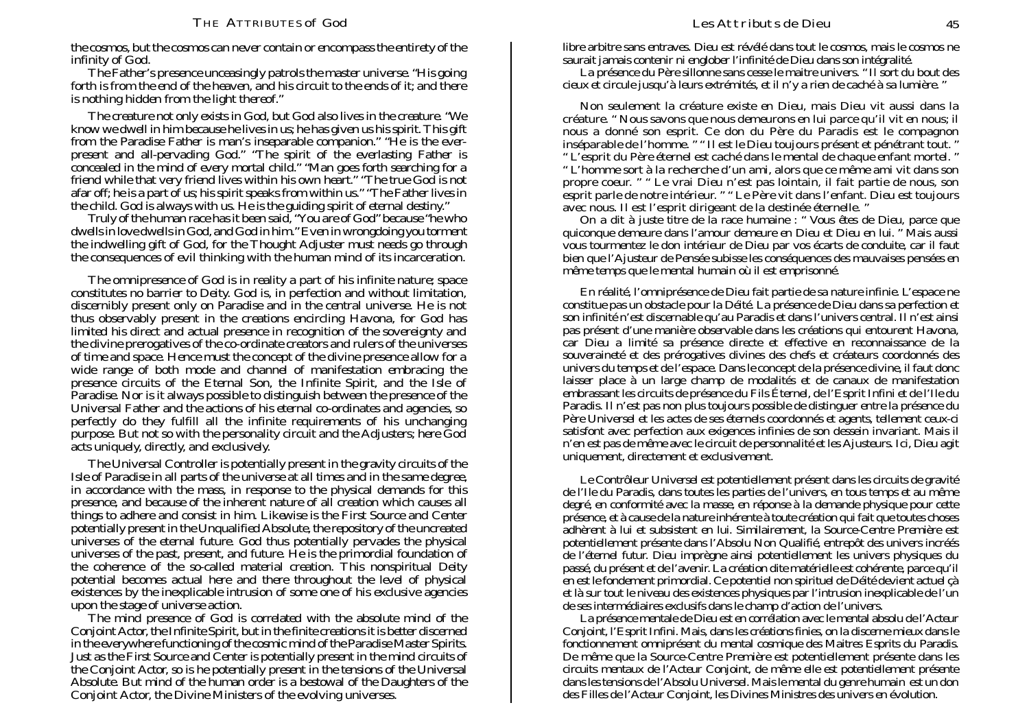the cosmos, but the cosmos can never contain or encompass the entirety of the infinity of God.

The Father's presence unceasingly patrols the master universe. "His going forth is from the end of the heaven, and his circuit to the ends of it; and there is nothing hidden from the light thereof."

The creature not only exists in God, but God also lives in the creature. "We know we dwell in him because he lives in us; he has given us his spirit. This gift from the Paradise Father is man's inseparable companion." "He is the ever-present and all-pervading God." "The spirit of the everlasting Father is concealed in the mind of every mortal child." "Man goes forth searching for a friend while that very friend lives within his own heart." "The true God is not afar off; he is a part of us; his spirit speaks from within us." "The Father lives in the child. God is always with us. He is the guiding spirit of eternal destiny."

Truly of the human race has it been said, "You are of God" because "he who dwells in love dwells in God, and God in him." Even in wrongdoing you torment the indwelling gift of God, for the Thought Adjuster must needs go through the consequences of evil thinking with the human mind of its incarceration.

The omnipresence of God is in reality a part of his infinite nature; space constitutes no barrier to Deity. God is, in perfection and without limitation, discernibly present only on Paradise and in the central universe. He is not thus observably present in the creations encircling Havona, for God has limited his direct and actual presence in recognition of the sovereignty and the divine prerogatives of the co-ordinate creators and rulers of the universes of time and space. Hence must the concept of the divine presence allow for a wide range of both mode and channel of manifestation embracing the presence circuits of the Eternal Son, the Infinite Spirit, and the Isle of Paradise. Nor is it always possible to distinguish between the presence of the Universal Father and the actions of his eternal co-ordinates and agencies, so perfectly do they fulfill all the infinite requirements of his unchanging purpose. But not so with the personality circuit and the Adjusters; here God acts uniquely, directly, and exclusively.

The Universal Controller is potentially present in the gravity circuits of the Isle of Paradise in all parts of the universe at all times and in the same degree, in accordance with the mass, in response to the physical demands for this presence, and because of the inherent nature of all creation which causes all things to adhere and consist in him. Likewise is the First Source and Center potentially present in the Unqualified Absolute, the repository of the uncreated universes of the eternal future. God thus potentially pervades the physical universes of the past, present, and future. He is the primordial foundation of the coherence of the so-called material creation. This nonspiritual Deity potential becomes actual here and there throughout the level of physical existences by the inexplicable intrusion of some one of his exclusive agencies upon the stage of universe action.

The mind presence of God is correlated with the absolute mind of the Conjoint Actor, the Infinite Spirit, but in the finite creations it is better discerned in the everywhere functioning of the cosmic mind of the Paradise Master Spirits. Just as the First Source and Center is potentially present in the mind circuits of the Conjoint Actor, so is he potentially present in the tensions of the Universal Absolute. But mind of the human order is a bestowal of the Daughters of the Conjoint Actor, the Divine Ministers of the evolving universes.

libre arbitre sans entraves. Dieu est révélé dans tout le cosmos, mais le cosmos ne saurait jamais contenir ni englober l'infinité de Dieu dans son intégralité.

La présence du Père sillonne sans cesse le maitre univers. " Il sort du bout des cieux et circule jusqu'à leurs extrémités, et il n'y a rien de caché à sa lumière. "

Non seulement la créature existe en Dieu, mais Dieu vit aussi dans la créature. " Nous savons que nous demeurons en lui parce qu'il vit en nous; il nous a donné son esprit. Ce don du Père du Paradis est le compagnon inséparable de l'homme. " " Il est le Dieu toujours présent et pénétrant tout. " " L'esprit du Père éternel est caché dans le mental de chaque enfant mortel. " " L'homme sort à la recherche d'un ami, alors que ce même ami vit dans son propre coeur. " " Le vrai Dieu n'est pas lointain, il fait partie de nous, son esprit parle de notre intérieur. " " Le Père vit dans l'enfant. Dieu est toujours avec nous. Il est l'esprit dirigeant de la destinée éternelle. "

On a dit à juste titre de la race humaine : " Vous êtes de Dieu, parce que quiconque demeure dans l'amour demeure en Dieu et Dieu en lui. " Mais aussi vous tourmentez le don intérieur de Dieu par vos écarts de conduite, car il faut bien que l'Ajusteur de Pensée subisse les conséquences des mauvaises pensées en même temps que le mental humain où il est emprisonné.

En réalité, l'omniprésence de Dieu fait partie de sa nature infinie. L'espace ne constitue pas un obstacle pour la Déité. La présence de Dieu dans sa perfection et son infinité n'est discernable qu'au Paradis et dans l'univers central. Il n'est ainsi pas présent d'une manière observable dans les créations qui entourent Havona, car Dieu a limité sa présence directe et effective en reconnaissance de la souveraineté et des prérogatives divines des chefs et créateurs coordonnés des univers du temps et de l'espace. Dans le concept de la présence divine, il faut donc laisser place à un large champ de modalités et de canaux de manifestation embrassant les circuits de présence du Fils Éternel, de l'Esprit Infini et de l'Ile du Paradis. Il n'est pas non plus toujours possible de distinguer entre la présence du Père Universel et les actes de ses éternels coordonnés et agents, tellement ceux-ci satisfont avec perfection aux exigences infinies de son dessein invariant. Mais il n'en est pas de même avec le circuit de personnalité et les Ajusteurs. Ici, Dieu agit uniquement, directement et exclusivement.

Le Contrôleur Universel est potentiellement présent dans les circuits de gravité de l'Ile du Paradis, dans toutes les parties de l'univers, en tous temps et au même degré, en conformité avec la masse, en réponse à la demande physique pour cette présence, et à cause de la nature inhérente à toute création qui fait que toutes choses adhèrent à lui et subsistent en lui. Similairement, la Source-Centre Première est potentiellement présente dans l'Absolu Non Qualifié, entrepôt des univers incréés de l'éternel futur. Dieu imprègne ainsi potentiellement les univers physiques du passé, du présent et de l'avenir. La création dite matérielle est cohérente, parce qu'il en est le fondement primordial. Ce potentiel non spirituel de Déité devient actuel çà et là sur tout le niveau des existences physiques par l'intrusion inexplicable de l'un de ses intermédiaires exclusifs dans le champ d'action de l'univers.

La présence mentale de Dieu est en corrélation avec le mental absolu de l'Acteur Conjoint, l'Esprit Infini. Mais, dans les créations finies, on la discerne mieux dans le fonctionnement omniprésent du mental cosmique des Maitres Esprits du Paradis. De même que la Source-Centre Première est potentiellement présente dans les circuits mentaux de l'Acteur Conjoint, de même elle est potentiellement présente dans les tensions de l'Absolu Universel. Mais le mental du genre humain est un don des Filles de l'Acteur Conjoint, les Divines Ministres des univers en évolution.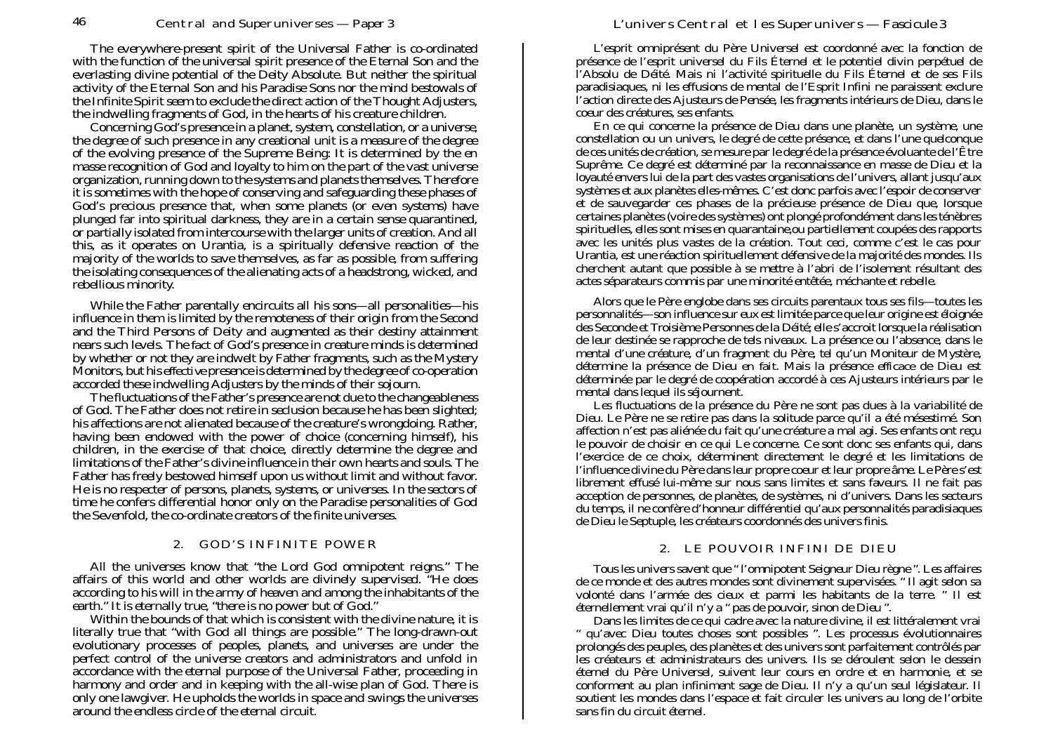The everywhere-present spirit of the Universal Father is co-ordinated with the function of the universal spirit presence of the Eternal Son and the everlasting divine potential of the Deity Absolute. But neither the spiritual activity of the Eternal Son and his Paradise Sons nor the mind bestowals of the Infinite Spirit seem to exclude the direct action of the Thought Adjusters, the indwelling fragments of God, in the hearts of his creature children.

Concerning God's presence in a planet, system, constellation, or a universe, the degree of such presence in any creational unit is a measure of the degree of the evolving presence of the Supreme Being: It is determined by the en masse recognition of God and loyalty to him on the part of the vast universe organization, running down to the systems and planets themselves. Therefore it is sometimes with the hope of conserving and safeguarding these phases of God's precious presence that, when some planets (or even systems) have plunged far into spiritual darkness, they are in a certain sense quarantined, or partially isolated from intercourse with the larger units of creation. And all this, as it operates on Urantia, is a spiritually defensive reaction of the majority of the worlds to save themselves, as far as possible, from suffering the isolating consequences of the alienating acts of a headstrong, wicked, and rebellious minority.

While the Father parentally encircuits all his sons—all personalities—his influence in them is limited by the remoteness of their origin from the Second and the Third Persons of Deity and augmented as their destiny attainment nears such levels. The fact of God's presence in creature minds is determined by whether or not they are indwelt by Father fragments, such as the Mystery Monitors, but his effective presence is determined by the degree of co-operation accorded these indwelling Adjusters by the minds of their sojourn.

The fluctuations of the Father's presence are not due to the changeableness of God. The Father does not retire in seclusion because he has been slighted; his affections are not alienated because of the creature's wrongdoing. Rather, having been endowed with the power of choice (concerning himself), his children, in the exercise of that choice, directly determine the degree and limitations of the Father's divine influence in their own hearts and souls. The Father has freely bestowed himself upon us without limit and without favor. He is no respecter of persons, planets, systems, or universes. In the sectors of time he confers differential honor only on the Paradise personalities of God the Sevenfold, the co-ordinate creators of the finite universes.

## 2. GOD'S INFINITE POWER

All the universes know that "the Lord God omnipotent reigns." The affairs of this world and other worlds are divinely supervised. "He does according to his will in the army of heaven and among the inhabitants of the earth." It is eternally true, "there is no power but of God."

Within the bounds of that which is consistent with the divine nature, it is literally true that "with God all things are possible." The long-drawn-out evolutionary processes of peoples, planets, and universes are under the perfect control of the universe creators and administrators and unfold in accordance with the eternal purpose of the Universal Father, proceeding in harmony and order and in keeping with the all-wise plan of God. There is only one lawgiver. He upholds the worlds in space and swings the universes around the endless circle of the eternal circuit.

L'esprit omniprésent du Père Universel est coordonné avec la fonction de présence de l'esprit universel du Fils Éternel et le potentiel divin perpétuel de l'Absolu de Déité. Mais ni l'activité spirituelle du Fils Éternel et de ses Fils paradisiaques, ni les effusions de mental de l'Esprit Infini ne paraissent exclure l'action directe des Ajusteurs de Pensée, les fragments intérieurs de Dieu, dans le coeur des créatures, ses enfants.

En ce qui concerne la présence de Dieu dans une planète, un système, une constellation ou un univers, le degré de cette présence, et dans l'une quelconque de ces unités de création, se mesure par le degré de la présence évoluante de l'Être Suprême. Ce degré est déterminé par la reconnaissance en masse de Dieu et la loyauté envers lui de la part des vastes organisations de l'univers, allant jusqu'aux systèmes et aux planètes elles-mêmes. C'est donc parfois avec l'espoir de conserver et de sauvegarder ces phases de la précieuse présence de Dieu que, lorsque certaines planètes (voire des systèmes) ont plongé profondément dans les ténèbres spirituelles, elles sont mises en quarantaine,ou partiellement coupées des rapports avec les unités plus vastes de la création. Tout ceci, comme c'est le cas pour Urantia, est une réaction spirituellement défensive de la majorité des mondes. Ils cherchent autant que possible à se mettre à l'abri de l'isolement résultant des actes séparateurs commis par une minorité entêtée, méchante et rebelle.

Alors que le Père englobe dans ses circuits parentaux tous ses fils—toutes les personnalités—son influence sur eux est limitée parce que leur origine est éloignée des Seconde et Troisième Personnes de la Déité; elle s'accroit lorsque la réalisation de leur destinée se rapproche de tels niveaux. La présence ou l'absence, dans le mental d'une créature, d'un fragment du Père, tel qu'un Moniteur de Mystère, détermine la présence de Dieu en fait. Mais la présence efficace de Dieu est déterminée par le degré de coopération accordé à ces Ajusteurs intérieurs par le mental dans lequel ils séjournent.

Les fluctuations de la présence du Père ne sont pas dues à la variabilité de Dieu. Le Père ne se retire pas dans la solitude parce qu'il a été mésestimé. Son affection n'est pas aliénée du fait qu'une créature a mal agi. Ses enfants ont reçu le pouvoir de choisir en ce qui Le concerne. Ce sont donc ses enfants qui, dans l'exercice de ce choix, déterminent directement le degré et les limitations de l'influence divine du Père dans leur propre coeur et leur propre âme. Le Père s'est librement effusé lui-même sur nous sans limites et sans faveurs. Il ne fait pas acception de personnes, de planètes, de systèmes, ni d'univers. Dans les secteurs du temps, il ne confère d'honneur différentiel qu'aux personnalités paradisiaques de Dieu le Septuple, les créateurs coordonnés des univers finis.

## 2. LE POUVOIR INFINI DE DIEU

Tous les univers savent que " l'omnipotent Seigneur Dieu règne ". Les affaires de ce monde et des autres mondes sont divinement supervisées. " Il agit selon sa volonté dans l'armée des cieux et parmi les habitants de la terre. " Il est éternellement vrai qu'il n'y a " pas de pouvoir, sinon de Dieu ".

Dans les limites de ce qui cadre avec la nature divine, il est littéralement vrai " qu'avec Dieu toutes choses sont possibles ". Les processus évolutionnaires prolongés des peuples, des planètes et des univers sont parfaitement contrôlés par les créateurs et administrateurs des univers. Ils se déroulent selon le dessein éternel du Père Universel, suivent leur cours en ordre et en harmonie, et se conforment au plan infiniment sage de Dieu. Il n'y a qu'un seul législateur. Il soutient les mondes dans l'espace et fait circuler les univers au long de l'orbite sans fin du circuit éternel.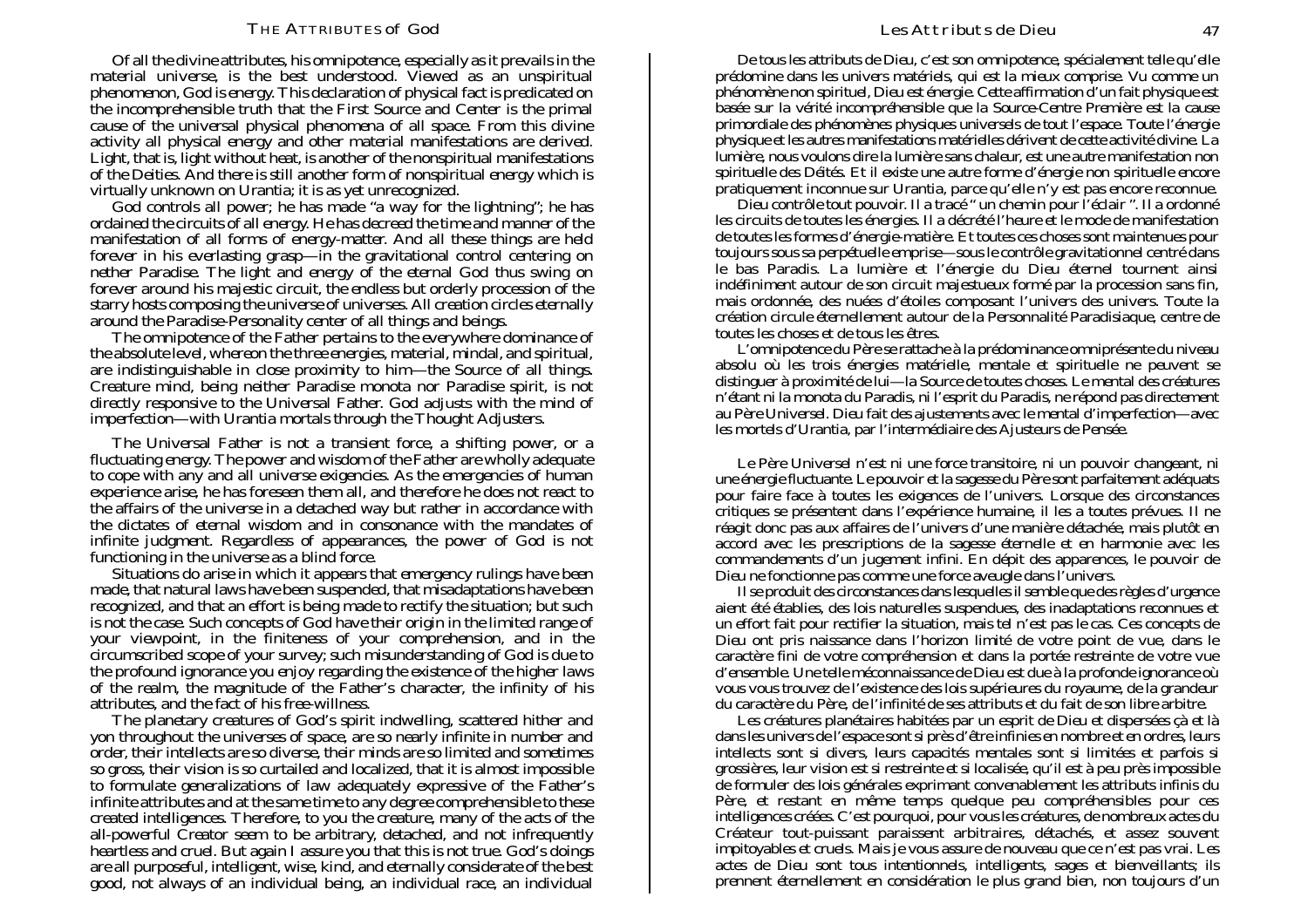Of all the divine attributes, his omnipotence, especially as it prevails in the material universe, is the best understood. Viewed as an unspiritual phenomenon, God is energy. This declaration of physical fact is predicated on the incomprehensible truth that the First Source and Center is the primal cause of the universal physical phenomena of all space. From this divine activity all physical energy and other material manifestations are derived. Light, that is, light without heat, is another of the nonspiritual manifestations of the Deities. And there is still another form of nonspiritual energy which is virtually unknown on Urantia; it is as yet unrecognized.

God controls all power; he has made "a way for the lightning"; he has ordained the circuits of all energy. He has decreed the time and manner of the manifestation of all forms of energy-matter. And all these things are held forever in his everlasting grasp—in the gravitational control centering on nether Paradise. The light and energy of the eternal God thus swing on forever around his majestic circuit, the endless but orderly procession of the starry hosts composing the universe of universes. All creation circles eternally around the Paradise-Personality center of all things and beings.

The omnipotence of the Father pertains to the everywhere dominance of the absolute level, whereon the three energies, material, mindal, and spiritual, are indistinguishable in close proximity to him—the Source of all things. Creature mind, being neither Paradise monota nor Paradise spirit, is not directly responsive to the Universal Father. God adjusts with the mind of imperfection—with Urantia mortals through the Thought Adjusters.

The Universal Father is not a transient force, a shifting power, or a fluctuating energy. The power and wisdom of the Father are wholly adequate to cope with any and all universe exigencies. As the emergencies of human experience arise, he has foreseen them all, and therefore he does not react to the affairs of the universe in a detached way but rather in accordance with the dictates of eternal wisdom and in consonance with the mandates of infinite judgment. Regardless of appearances, the power of God is not functioning in the universe as a blind force.

Situations do arise in which it appears that emergency rulings have been made, that natural laws have been suspended, that misadaptations have been recognized, and that an effort is being made to rectify the situation; but such is not the case. Such concepts of God have their origin in the limited range of your viewpoint, in the finiteness of your comprehension, and in the circumscribed scope of your survey; such misunderstanding of God is due to the profound ignorance you enjoy regarding the existence of the higher laws of the realm, the magnitude of the Father's character, the infinity of his attributes, and the fact of his free-willness.

The planetary creatures of God's spirit indwelling, scattered hither and yon throughout the universes of space, are so nearly infinite in number and order, their intellects are so diverse, their minds are so limited and sometimes so gross, their vision is so curtailed and localized, that it is almost impossible to formulate generalizations of law adequately expressive of the Father's infinite attributes and at the same time to any degree comprehensible to these created intelligences. Therefore, to you the creature, many of the acts of the all-powerful Creator seem to be arbitrary, detached, and not infrequently heartless and cruel. But again I assure you that this is not true. God's doings are all purposeful, intelligent, wise, kind, and eternally considerate of the best good, not always of an individual being, an individual race, an individual

De tous les attributs de Dieu, c'est son omnipotence, spécialement telle qu'elle prédomine dans les univers matériels, qui est la mieux comprise. Vu comme un phénomène non spirituel, Dieu est énergie. Cette affirmation d'un fait physique est basée sur la vérité incompréhensible que la Source-Centre Première est la cause primordiale des phénomènes physiques universels de tout l'espace. Toute l'énergie physique et les autres manifestations matérielles dérivent de cette activité divine. La lumière, nous voulons dire la lumière sans chaleur, est une autre manifestation non spirituelle des Déités. Et il existe une autre forme d'énergie non spirituelle encore pratiquement inconnue sur Urantia, parce qu'elle n'y est pas encore reconnue.

Dieu contrôle tout pouvoir. Il a tracé " un chemin pour l'éclair ". Il a ordonné les circuits de toutes les énergies. Il a décrété l'heure et le mode de manifestation de toutes les formes d'énergie-matière. Et toutes ces choses sont maintenues pour toujours sous sa perpétuelle emprise—sous le contrôle gravitationnel centré dans le bas Paradis. La lumière et l'énergie du Dieu éternel tournent ainsi indéfiniment autour de son circuit majestueux formé par la procession sans fin, mais ordonnée, des nuées d'étoiles composant l'univers des univers. Toute la création circule éternellement autour de la Personnalité Paradisiaque, centre de toutes les choses et de tous les êtres.

L'omnipotence du Père se rattache à la prédominance omniprésente du niveau absolu où les trois énergies matérielle, mentale et spirituelle ne peuvent se distinguer à proximité de lui—la Source de toutes choses. Le mental des créatures n'étant ni la monota du Paradis, ni l'esprit du Paradis, ne répond pas directement au Père Universel. Dieu fait des ajustements avec le mental d'imperfection—avec les mortels d'Urantia, par l'intermédiaire des Ajusteurs de Pensée.

Le Père Universel n'est ni une force transitoire, ni un pouvoir changeant, ni une énergie fluctuante. Le pouvoir et la sagesse du Père sont parfaitement adéquats pour faire face à toutes les exigences de l'univers. Lorsque des circonstances critiques se présentent dans l'expérience humaine, il les a toutes prévues. Il ne réagit donc pas aux affaires de l'univers d'une manière détachée, mais plutôt en accord avec les prescriptions de la sagesse éternelle et en harmonie avec les commandements d'un jugement infini. En dépit des apparences, le pouvoir de Dieu ne fonctionne pas comme une force aveugle dans l'univers.

Il se produit des circonstances dans lesquelles il semble que des règles d'urgence aient été établies, des lois naturelles suspendues, des inadaptations reconnues et un effort fait pour rectifier la situation, mais tel n'est pas le cas. Ces concepts de Dieu ont pris naissance dans l'horizon limité de votre point de vue, dans le caractère fini de votre compréhension et dans la portée restreinte de votre vue d'ensemble. Une telle méconnaissance de Dieu est due à la profonde ignorance où vous vous trouvez de l'existence des lois supérieures du royaume, de la grandeur du caractère du Père, de l'infinité de ses attributs et du fait de son libre arbitre.

Les créatures planétaires habitées par un esprit de Dieu et dispersées çà et là dans les univers de l'espace sont si près d'être infinies en nombre et en ordres, leurs intellects sont si divers, leurs capacités mentales sont si limitées et parfois si grossières, leur vision est si restreinte et si localisée, qu'il est à peu près impossible de formuler des lois générales exprimant convenablement les attributs infinis du Père, et restant en même temps quelque peu compréhensibles pour ces intelligences créées. C'est pourquoi, pour vous les créatures, de nombreux actes du Créateur tout-puissant paraissent arbitraires, détachés, et assez souvent impitoyables et cruels. Mais je vous assure de nouveau que ce n'est pas vrai. Les actes de Dieu sont tous intentionnels, intelligents, sages et bienveillants; ils prennent éternellement en considération le plus grand bien, non toujours d'un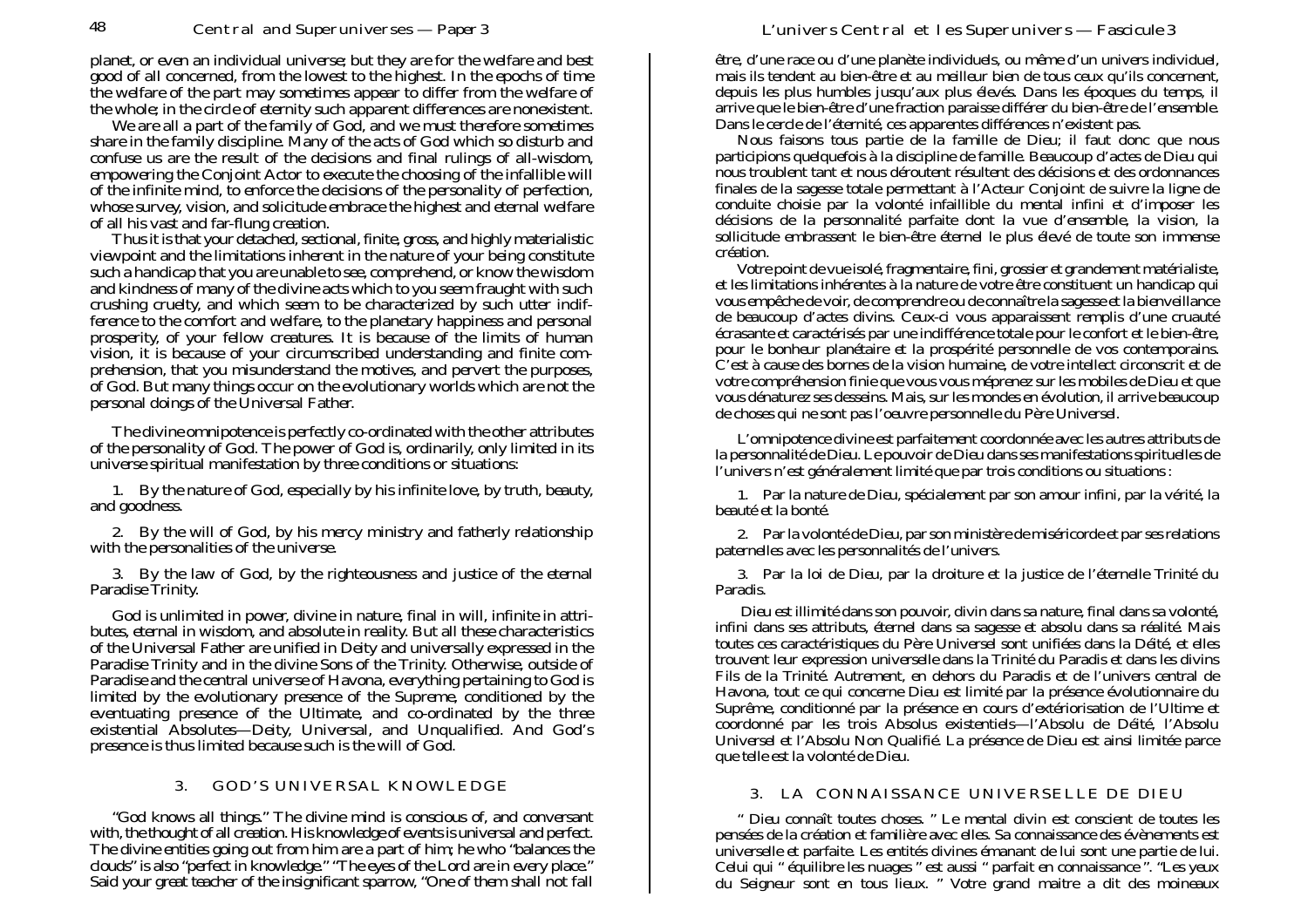planet, or even an individual universe; but they are for the welfare and best good of all concerned, from the lowest to the highest. In the epochs of time the welfare of the part may sometimes appear to differ from the welfare of the whole; in the circle of eternity such apparent differences are nonexistent.

We are all a part of the family of God, and we must therefore sometimes share in the family discipline. Many of the acts of God which so disturb and confuse us are the result of the decisions and final rulings of all-wisdom, empowering the Conjoint Actor to execute the choosing of the infallible will of the infinite mind, to enforce the decisions of the personality of perfection, whose survey, vision, and solicitude embrace the highest and eternal welfare of all his vast and far-flung creation.

Thus it is that your detached, sectional, finite, gross, and highly materialistic viewpoint and the limitations inherent in the nature of your being constitute such a handicap that you are unable to see, comprehend, or know the wisdom and kindness of many of the divine acts which to you seem fraught with such crushing cruelty, and which seem to be characterized by such utter indifference to the comfort and welfare, to the planetary happiness and personal prosperity, of your fellow creatures. It is because of the limits of human vision, it is because of your circumscribed understanding and finite comprehension, that you misunderstand the motives, and pervert the purposes, of God. But many things occur on the evolutionary worlds which are not the personal doings of the Universal Father.

The divine omnipotence is perfectly co-ordinated with the other attributes of the personality of God. The power of God is, ordinarily, only limited in its universe spiritual manifestation by three conditions or situations:

1. By the nature of God, especially by his infinite love, by truth, beauty, and goodness.

2. By the will of God, by his mercy ministry and fatherly relationship with the personalities of the universe.

3. By the law of God, by the righteousness and justice of the eternal Paradise Trinity.

God is unlimited in power, divine in nature, final in will, infinite in attributes, eternal in wisdom, and absolute in reality. But all these characteristics of the Universal Father are unified in Deity and universally expressed in the Paradise Trinity and in the divine Sons of the Trinity. Otherwise, outside of Paradise and the central universe of Havona, everything pertaining to God is limited by the evolutionary presence of the Supreme, conditioned by the eventuating presence of the Ultimate, and co-ordinated by the three existential Absolutes—Deity, Universal, and Unqualified. And God's presence is thus limited because such is the will of God.

## 3. GOD'S UNIVERSAL KNOWLEDGE

"God knows all things." The divine mind is conscious of, and conversant with, the thought of all creation. His knowledge of events is universal and perfect. The divine entities going out from him are a part of him; he who "balances the clouds" is also "perfect in knowledge." "The eyes of the Lord are in every place." Said your great teacher of the insignificant sparrow, "One of them shall not fall

être, d'une race ou d'une planète individuels, ou même d'un univers individuel, mais ils tendent au bien-être et au meilleur bien de tous ceux qu'ils concernent, depuis les plus humbles jusqu'aux plus élevés. Dans les époques du temps, il arrive que le bien-être d'une fraction paraisse différer du bien-être de l'ensemble. Dans le cercle de l'éternité, ces apparentes différences n'existent pas.

Nous faisons tous partie de la famille de Dieu; il faut donc que nous participions quelquefois à la discipline de famille. Beaucoup d'actes de Dieu qui nous troublent tant et nous déroutent résultent des décisions et des ordonnances finales de la sagesse totale permettant à l'Acteur Conjoint de suivre la ligne de conduite choisie par la volonté infaillible du mental infini et d'imposer les décisions de la personnalité parfaite dont la vue d'ensemble, la vision, la sollicitude embrassent le bien-être éternel le plus élevé de toute son immense création.

Votre point de vue isolé, fragmentaire, fini, grossier et grandement matérialiste, et les limitations inhérentes à la nature de votre être constituent un handicap qui vous empêche de voir, de comprendre ou de connaître la sagesse et la bienveillance de beaucoup d'actes divins. Ceux-ci vous apparaissent remplis d'une cruauté écrasante et caractérisés par une indifférence totale pour le confort et le bien-être, pour le bonheur planétaire et la prospérité personnelle de vos contemporains. C'est à cause des bornes de la vision humaine, de votre intellect circonscrit et de votre compréhension finie que vous vous méprenez sur les mobiles de Dieu et que vous dénaturez ses desseins. Mais, sur les mondes en évolution, il arrive beaucoup de choses qui ne sont pas l'oeuvre personnelle du Père Universel.

L'omnipotence divine est parfaitement coordonnée avec les autres attributs de la personnalité de Dieu. Le pouvoir de Dieu dans ses manifestations spirituelles de l'univers n'est généralement limité que par trois conditions ou situations :

1. Par la nature de Dieu, spécialement par son amour infini, par la vérité, la beauté et la bonté.

2. Par la volonté de Dieu, par son ministère de miséricorde et par ses relations paternelles avec les personnalités de l'univers.

3. Par la loi de Dieu, par la droiture et la justice de l'éternelle Trinité du Paradis.

Dieu est illimité dans son pouvoir, divin dans sa nature, final dans sa volonté, infini dans ses attributs, éternel dans sa sagesse et absolu dans sa réalité. Mais toutes ces caractéristiques du Père Universel sont unifiées dans la Déité, et elles trouvent leur expression universelle dans la Trinité du Paradis et dans les divins Fils de la Trinité. Autrement, en dehors du Paradis et de l'univers central de Havona, tout ce qui concerne Dieu est limité par la présence évolutionnaire du Suprême, conditionné par la présence en cours d'extériorisation de l'Ultime et coordonné par les trois Absolus existentiels—l'Absolu de Déité, l'Absolu Universel et l'Absolu Non Qualifié. La présence de Dieu est ainsi limitée parce que telle est la volonté de Dieu.

## 3. LA CONNAISSANCE UNIVERSELLE DE DIEU

" Dieu connaît toutes choses. " Le mental divin est conscient de toutes les pensées de la création et familière avec elles. Sa connaissance des évènements est universelle et parfaite. Les entités divines émanant de lui sont une partie de lui. Celui qui " équilibre les nuages " est aussi " parfait en connaissance ". "Les yeux du Seigneur sont en tous lieux. " Votre grand maitre a dit des moineaux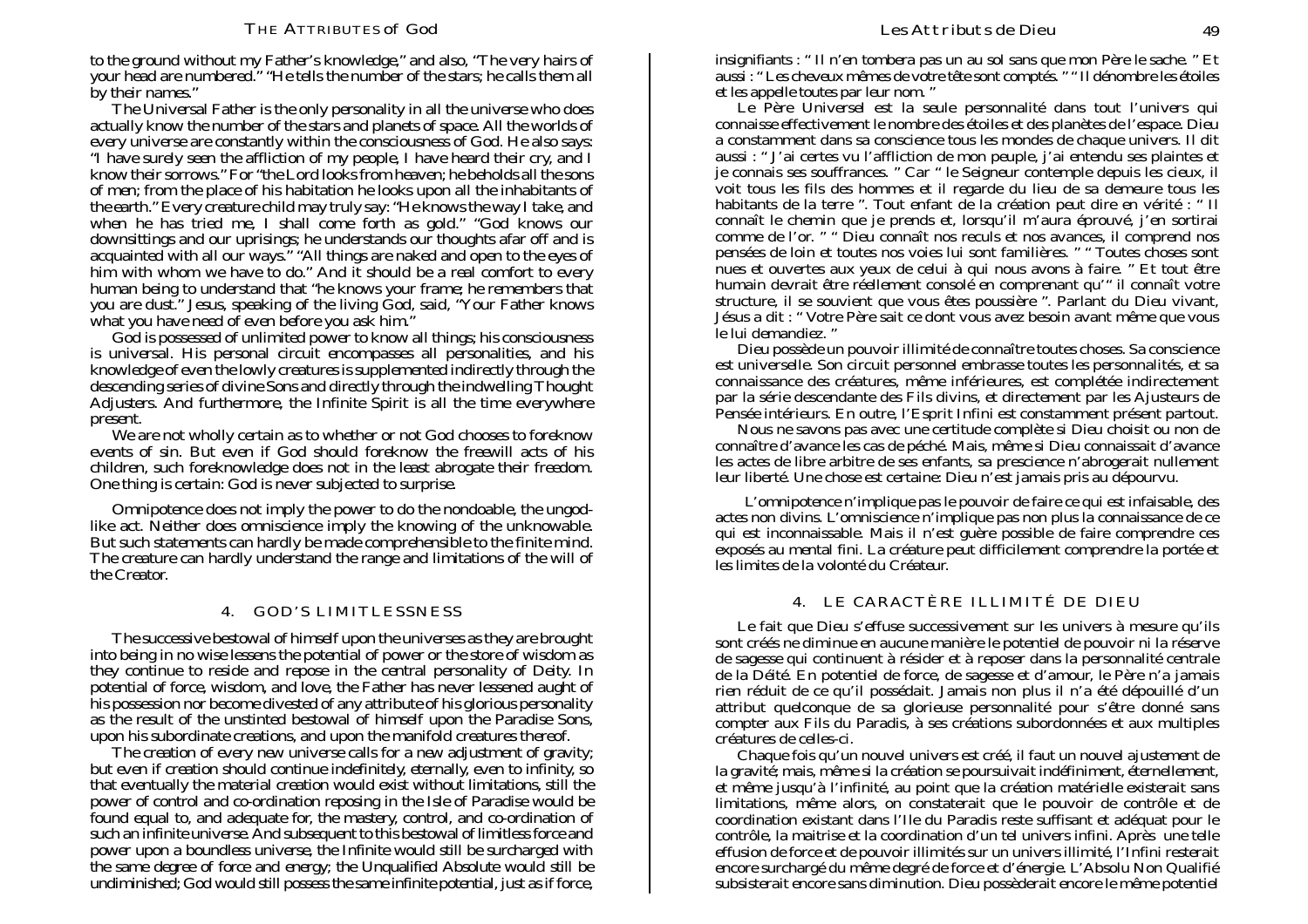to the ground without my Father's knowledge," and also, "The very hairs of your head are numbered." "He tells the number of the stars; he calls them all by their names."

The Universal Father is the only personality in all the universe who does actually know the number of the stars and planets of space. All the worlds of every universe are constantly within the consciousness of God. He also says: "I have surely seen the affliction of my people, I have heard their cry, and I know their sorrows." For "the Lord looks from heaven; he beholds all the sons of men; from the place of his habitation he looks upon all the inhabitants of the earth." Every creature child may truly say: "He knows the way I take, and when he has tried me, I shall come forth as gold." "God knows our downsittings and our uprisings; he understands our thoughts afar off and is acquainted with all our ways." "All things are naked and open to the eyes of him with whom we have to do." And it should be a real comfort to every human being to understand that "he knows your frame; he remembers that you are dust." Jesus, speaking of the living God, said, "Your Father knows what you have need of even before you ask him."

God is possessed of unlimited power to know all things; his consciousness is universal. His personal circuit encompasses all personalities, and his knowledge of even the lowly creatures is supplemented indirectly through the descending series of divine Sons and directly through the indwelling Thought Adjusters. And furthermore, the Infinite Spirit is all the time everywhere present.

We are not wholly certain as to whether or not God chooses to foreknow events of sin. But even if God should foreknow the freewill acts of his children, such foreknowledge does not in the least abrogate their freedom. One thing is certain: God is never subjected to surprise.

Omnipotence does not imply the power to do the nondoable, the ungodlike act. Neither does omniscience imply the knowing of the unknowable. But such statements can hardly be made comprehensible to the finite mind. The creature can hardly understand the range and limitations of the will of the Creator.

## 4. GOD'S LIMITLESSNESS

The successive bestowal of himself upon the universes as they are brought into being in no wise lessens the potential of power or the store of wisdom as they continue to reside and repose in the central personality of Deity. In potential of force, wisdom, and love, the Father has never lessened aught of his possession nor become divested of any attribute of his glorious personality as the result of the unstinted bestowal of himself upon the Paradise Sons, upon his subordinate creations, and upon the manifold creatures thereof.

The creation of every new universe calls for a new adjustment of gravity; but even if creation should continue indefinitely, eternally, even to infinity, so that eventually the material creation would exist without limitations, still the power of control and co-ordination reposing in the Isle of Paradise would be found equal to, and adequate for, the mastery, control, and co-ordination of such an infinite universe. And subsequent to this bestowal of limitless force and power upon a boundless universe, the Infinite would still be surcharged with the same degree of force and energy; the Unqualified Absolute would still be undiminished; God would still possess the same infinite potential, just as if force,

insignifiants : " Il n'en tombera pas un au sol sans que mon Père le sache. " Et aussi : " Les cheveux mêmes de votre tête sont comptés. " " Il dénombre les étoiles et les appelle toutes par leur nom. "

Le Père Universel est la seule personnalité dans tout l'univers qui connaisse effectivement le nombre des étoiles et des planètes de l'espace. Dieu a constamment dans sa conscience tous les mondes de chaque univers. Il dit aussi : " J'ai certes vu l'affliction de mon peuple, j'ai entendu ses plaintes et je connais ses souffrances. " Car " le Seigneur contemple depuis les cieux, il voit tous les fils des hommes et il regarde du lieu de sa demeure tous les habitants de la terre ". Tout enfant de la création peut dire en vérité : " Il connaît le chemin que je prends et, lorsqu'il m'aura éprouvé, j'en sortirai comme de l'or. " " Dieu connaît nos reculs et nos avances, il comprend nos pensées de loin et toutes nos voies lui sont familières. " " Toutes choses sont nues et ouvertes aux yeux de celui à qui nous avons à faire. " Et tout être humain devrait être réellement consolé en comprenant qu'" il connaît votre structure, il se souvient que vous êtes poussière ". Parlant du Dieu vivant, Jésus a dit : " Votre Père sait ce dont vous avez besoin avant même que vous le lui demandiez. "

Dieu possède un pouvoir illimité de connaître toutes choses. Sa conscience est universelle. Son circuit personnel embrasse toutes les personnalités, et sa connaissance des créatures, même inférieures, est complétée indirectement par la série descendante des Fils divins, et directement par les Ajusteurs de Pensée intérieurs. En outre, l'Esprit Infini est constamment présent partout.

Nous ne savons pas avec une certitude complète si Dieu choisit ou non de connaître d'avance les cas de péché. Mais, même si Dieu connaissait d'avance les actes de libre arbitre de ses enfants, sa prescience n'abrogerait nullement leur liberté. Une chose est certaine: Dieu n'est jamais pris au dépourvu.

L'omnipotence n'implique pas le pouvoir de faire ce qui est infaisable, des actes non divins. L'omniscience n'implique pas non plus la connaissance de ce qui est inconnaissable. Mais il n'est guère possible de faire comprendre ces exposés au mental fini. La créature peut difficilement comprendre la portée et les limites de la volonté du Créateur.

## 4. LE CARACTÈRE ILLIMITÉ DE DIEU

Le fait que Dieu s'effuse successivement sur les univers à mesure qu'ils sont créés ne diminue en aucune manière le potentiel de pouvoir ni la réserve de sagesse qui continuent à résider et à reposer dans la personnalité centrale de la Déité. En potentiel de force, de sagesse et d'amour, le Père n'a jamais rien réduit de ce qu'il possédait. Jamais non plus il n'a été dépouillé d'un attribut quelconque de sa glorieuse personnalité pour s'être donné sans compter aux Fils du Paradis, à ses créations subordonnées et aux multiples créatures de celles-ci.

Chaque fois qu'un nouvel univers est créé, il faut un nouvel ajustement de la gravité; mais, même si la création se poursuivait indéfiniment, éternellement, et même jusqu'à l'infinité, au point que la création matérielle existerait sans limitations, même alors, on constaterait que le pouvoir de contrôle et de coordination existant dans l'Ile du Paradis reste suffisant et adéquat pour le contrôle, la maitrise et la coordination d'un tel univers infini. Après une telle effusion de force et de pouvoir illimités sur un univers illimité, l'Infini resterait encore surchargé du même degré de force et d'énergie. L'Absolu Non Qualifié subsisterait encore sans diminution. Dieu possèderait encore le même potentiel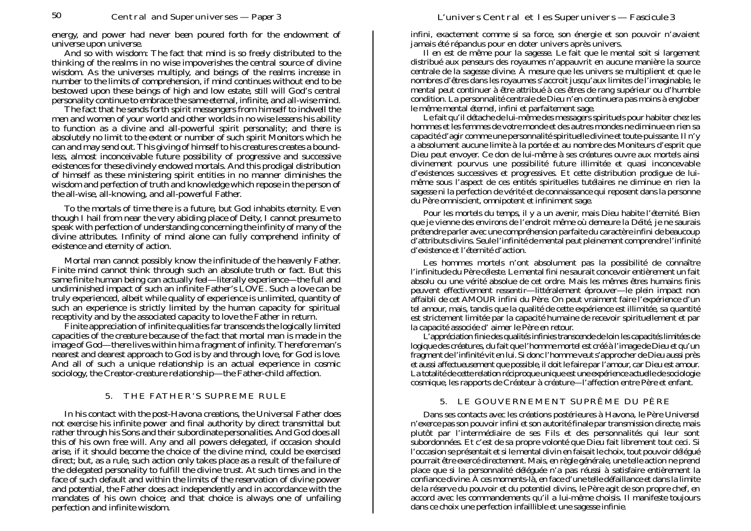energy, and power had never been poured forth for the endowment of universe upon universe.

And so with wisdom: The fact that mind is so freely distributed to the thinking of the realms in no wise impoverishes the central source of divine wisdom. As the universes multiply, and beings of the realms increase in number to the limits of comprehension, if mind continues without end to be bestowed upon these beings of high and low estate, still will God's central personality continue to embrace the same eternal, infinite, and all-wise mind.

The fact that he sends forth spirit messengers from himself to indwell the men and women of your world and other worlds in no wise lessens his ability to function as a divine and all-powerful spirit personality; and there is absolutely no limit to the extent or number of such spirit Monitors which he can and may send out. This giving of himself to his creatures creates a boundless, almost inconceivable future possibility of progressive and successive existences for these divinely endowed mortals. And this prodigal distribution of himself as these ministering spirit entities in no manner diminishes the wisdom and perfection of truth and knowledge which repose in the person of the all-wise, all-knowing, and all-powerful Father.

To the mortals of time there is a future, but God inhabits eternity. Even though I hail from near the very abiding place of Deity, I cannot presume to speak with perfection of understanding concerning the infinity of many of the divine attributes. Infinity of mind alone can fully comprehend infinity of existence and eternity of action.

Mortal man cannot possibly know the infinitude of the heavenly Father. Finite mind cannot think through such an absolute truth or fact. But this same finite human being can actually *feel*—literally experience—the full and undiminished impact of such an infinite Father's LOVE. Such a love can be truly experienced, albeit while quality of experience is unlimited, quantity of such an experience is strictly limited by the human capacity for spiritual receptivity and by the associated capacity to love the Father in return.

Finite appreciation of infinite qualities far transcends the logically limited capacities of the creature because of the fact that mortal man is made in the image of God—there lives within him a fragment of infinity. Therefore man's nearest and dearest approach to God is by and through love, for God is love. And all of such a unique relationship is an actual experience in cosmic sociology, the Creator-creature relationship—the Father-child affection.

## 5. THE FATHER'S SUPREME RULE

In his contact with the post-Havona creations, the Universal Father does not exercise his infinite power and final authority by direct transmittal but rather through his Sons and their subordinate personalities. And God does all this of his own free will. Any and all powers delegated, if occasion should arise, if it should become the choice of the divine mind, could be exercised direct; but, as a rule, such action only takes place as a result of the failure of the delegated personality to fulfill the divine trust. At such times and in the face of such default and within the limits of the reservation of divine power and potential, the Father does act independently and in accordance with the mandates of his own choice; and that choice is always one of unfailing perfection and infinite wisdom.

infini, exactement comme si sa force, son énergie et son pouvoir n'avaient jamais été répandus pour en doter univers après univers.

Il en est de même pour la sagesse. Le fait que le mental soit si largement distribué aux penseurs des royaumes n'appauvrit en aucune manière la source centrale de la sagesse divine. À mesure que les univers se multiplient et que le nombres d'êtres dans les royaumes s'accroit jusqu'aux limites de l'imaginable, le mental peut continuer à être attribué à ces êtres de rang supérieur ou d'humble condition. La personnalité centrale de Dieu n'en continuera pas moins à englober le même mental éternel, infini et parfaitement sage.

Le fait qu'il détache de lui-même des messagers spirituels pour habiter chez les hommes et les femmes de votre monde et des autres mondes ne diminue en rien sa capacité d'agir comme une personnalité spirituelle divine et toute-puissante. Il n'y a absolument aucune limite à la portée et au nombre des Moniteurs d'esprit que Dieu peut envoyer. Ce don de lui-même à ses créatures ouvre aux mortels ainsi divinement pourvus une possibilité future illimitée et quasi inconcevable d'existences successives et progressives. Et cette distribution prodigue de lui-même sous l'aspect de ces entités spirituelles tutélaires ne diminue en rien la sagesse ni la perfection de vérité et de connaissance qui reposent dans la personne du Père omniscient, omnipotent et infiniment sage.

Pour les mortels du temps, il y a un avenir, mais Dieu habite l'éternité. Bien que je vienne des environs de l'endroit même où demeure la Déité, je ne saurais prétendre parler avec une compréhension parfaite du caractère infini de beaucoup d'attributs divins. Seule l'infinité de mental peut pleinement comprendre l'infinité d'existence et l'éternité d'action.

Les hommes mortels n'ont absolument pas la possibilité de connaître l'infinitude du Père céleste. Le mental fini ne saurait concevoir entièrement un fait absolu ou une vérité absolue de cet ordre. Mais les mêmes êtres humains finis peuvent effectivement *ressentir*—littéralement éprouver—le plein impact non affaibli de cet AMOUR infini du Père. On peut vraiment faire l'expérience d'un tel amour, mais, tandis que la qualité de cette expérience est illimitée, sa quantité est strictement limitée par la capacité humaine de recevoir spirituellement et par la capacité associée d' aimer le Père en retour.

L'appréciation finie des qualités infinies transcende de loin les capacités limitées de logique des créatures, du fait que l'homme mortel est créé à l'image de Dieu et qu'un fragment de l'infinité vit en lui. Si donc l'homme veut s'approcher de Dieu aussi près et aussi affectueusement que possible, il doit le faire par l'amour, car Dieu est amour. La totalité de cette relation réciproque unique est une expérience actuelle de sociologie cosmique, les rapports de Créateur à créature—l'affection entre Père et enfant.

## 5. LE GOUVERNEMENT SUPRÊME DU PÈRE

Dans ses contacts avec les créations postérieures à Havona, le Père Universel n'exerce pas son pouvoir infini et son autorité finale par transmission directe, mais plutôt par l'intermédiaire de ses Fils et des personnalités qui leur sont subordonnées. Et c'est de sa propre volonté que Dieu fait librement tout ceci. Si l'occasion se présentait et si le mental divin en faisait le choix, tout pouvoir délégué pourrait être exercé directement. Mais, en règle générale, une telle action ne prend place que si la personnalité déléguée n'a pas réussi à satisfaire entièrement la confiance divine. À ces moments-là, en face d'une telle défaillance et dans la limite de la réserve du pouvoir et du potentiel divins, le Père agit de son propre chef, en accord avec les commandements qu'il a lui-même choisis. Il manifeste toujours dans ce choix une perfection infaillible et une sagesse infinie.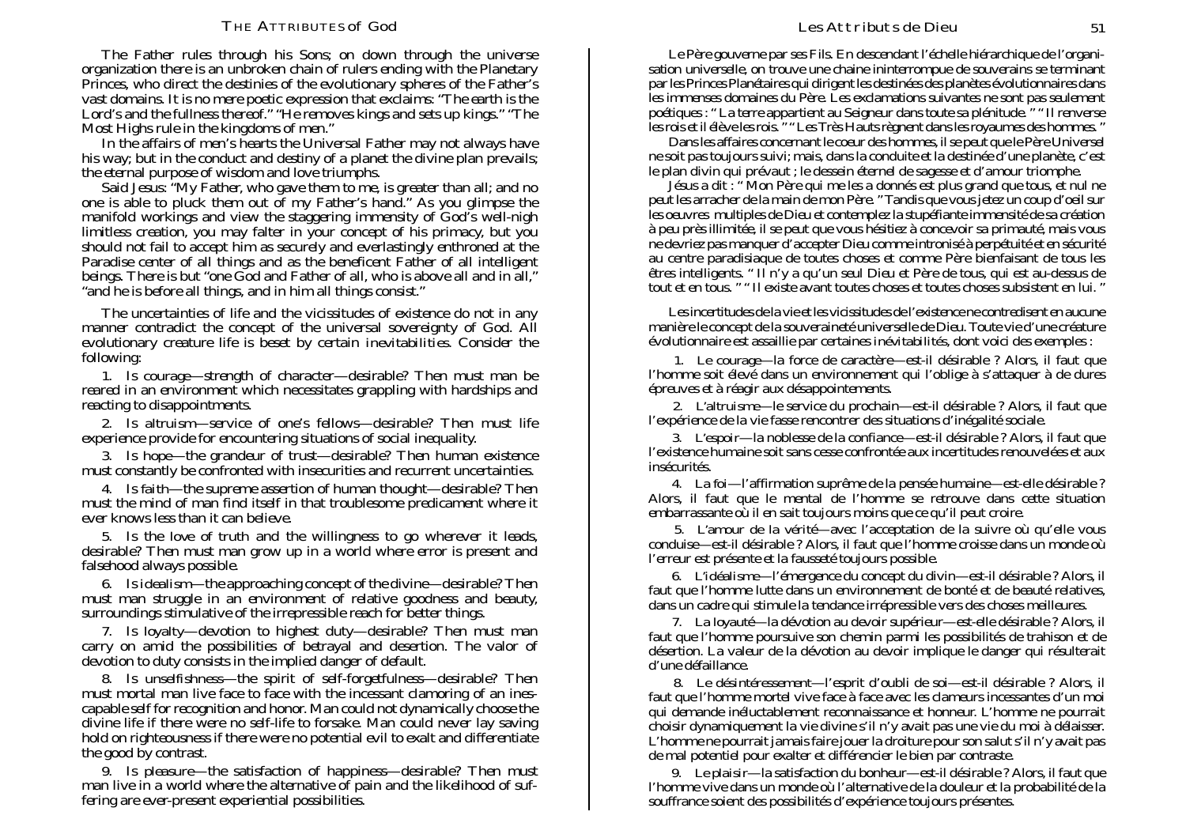The Father rules through his Sons; on down through the universe organization there is an unbroken chain of rulers ending with the Planetary Princes, who direct the destinies of the evolutionary spheres of the Father's vast domains. It is no mere poetic expression that exclaims: "The earth is the Lord's and the fullness thereof." "He removes kings and sets up kings." "The Most Highs rule in the kingdoms of men."

In the affairs of men's hearts the Universal Father may not always have his way; but in the conduct and destiny of a planet the divine plan prevails; the eternal purpose of wisdom and love triumphs.

Said Jesus: "My Father, who gave them to me, is greater than all; and no one is able to pluck them out of my Father's hand." As you glimpse the manifold workings and view the staggering immensity of God's well-nigh limitless creation, you may falter in your concept of his primacy, but you should not fail to accept him as securely and everlastingly enthroned at the Paradise center of all things and as the beneficent Father of all intelligent beings. There is but "one God and Father of all, who is above all and in all," "and he is before all things, and in him all things consist."

The uncertainties of life and the vicissitudes of existence do not in any manner contradict the concept of the universal sovereignty of God. All evolutionary creature life is beset by certain *inevitabilities*. Consider the following:

1. Is *courage*—strength of character—desirable? Then must man be reared in an environment which necessitates grappling with hardships and reacting to disappointments.

2. Is *altruism*—service of one's fellows—desirable? Then must life experience provide for encountering situations of social inequality.

3. Is *hope*—the grandeur of trust—desirable? Then human existence must constantly be confronted with insecurities and recurrent uncertainties.

4. Is *faith*—the supreme assertion of human thought—desirable? Then must the mind of man find itself in that troublesome predicament where it ever knows less than it can believe.

5. Is the *love of truth* and the willingness to go wherever it leads, desirable? Then must man grow up in a world where error is present and falsehood always possible.

6. Is *idealism*—the approaching concept of the divine—desirable? Then must man struggle in an environment of relative goodness and beauty, surroundings stimulative of the irrepressible reach for better things.

7. Is *loyalty*—devotion to highest duty—desirable? Then must man carry on amid the possibilities of betrayal and desertion. The valor of devotion to duty consists in the implied danger of default.

8. Is *unselfishness*—the spirit of self-forgetfulness—desirable? Then must mortal man live face to face with the incessant clamoring of an inescapable self for recognition and honor. Man could not dynamically choose the divine life if there were no self-life to forsake. Man could never lay saving hold on righteousness if there were no potential evil to exalt and differentiate the good by contrast.

9. Is *pleasure*—the satisfaction of happiness—desirable? Then must man live in a world where the alternative of pain and the likelihood of suffering are ever-present experiential possibilities.

Le Père gouverne par ses Fils. En descendant l'échelle hiérarchique de l'organisation universelle, on trouve une chaine ininterrompue de souverains se terminant par les Princes Planétaires qui dirigent les destinées des planètes évolutionnaires dans les immenses domaines du Père. Les exclamations suivantes ne sont pas seulement poétiques : " La terre appartient au Seigneur dans toute sa plénitude. " " Il renverse les rois et il élève les rois. " " Les Très Hauts règnent dans les royaumes des hommes. "

Dans les affaires concernant le coeur des hommes, il se peut que le Père Universel ne soit pas toujours suivi; mais, dans la conduite et la destinée d'une planète, c'est le plan divin qui prévaut ; le dessein éternel de sagesse et d'amour triomphe.

Jésus a dit : " Mon Père qui me les a donnés est plus grand que tous, et nul ne peut les arracher de la main de mon Père. " Tandis que vous jetez un coup d'oeil sur les oeuvres multiples de Dieu et contemplez la stupéfiante immensité de sa création à peu près illimitée, il se peut que vous hésitiez à concevoir sa primauté, mais vous ne devriez pas manquer d'accepter Dieu comme intronisé à perpétuité et en sécurité au centre paradisiaque de toutes choses et comme Père bienfaisant de tous les êtres intelligents. " Il n'y a qu'un seul Dieu et Père de tous, qui est au-dessus de tout et en tous. " " Il existe avant toutes choses et toutes choses subsistent en lui. "

Les incertitudes de la vie et les vicissitudes de l'existence ne contredisent en aucune manière le concept de la souveraineté universelle de Dieu. Toute vie d'une créature évolutionnaire est assaillie par certaines *inévitabilités*, dont voici des exemples :

1. Le *courage*—la force de caractère—est-il désirable ? Alors, il faut que l'homme soit élevé dans un environnement qui l'oblige à s'attaquer à de dures épreuves et à réagir aux désappointements.

2. L'*altruisme*—le service du prochain—est-il désirable ? Alors, il faut que l'expérience de la vie fasse rencontrer des situations d'inégalité sociale.

3. L'*espoir*—la noblesse de la confiance—est-il désirable ? Alors, il faut que l'existence humaine soit sans cesse confrontée aux incertitudes renouvelées et aux insécurités.

4. La *foi*—l'affirmation suprême de la pensée humaine—est-elle désirable ? Alors, il faut que le mental de l'homme se retrouve dans cette situation embarrassante où il en sait toujours moins que ce qu'il peut croire.

5. L'*amour de la vérité*—avec l'acceptation de la suivre où qu'elle vous conduise—est-il désirable ? Alors, il faut que l'homme croisse dans un monde où l'erreur est présente et la fausseté toujours possible.

6. L'*idéalisme*—l'émergence du concept du divin—est-il désirable ? Alors, il faut que l'homme lutte dans un environnement de bonté et de beauté relatives, dans un cadre qui stimule la tendance irrépressible vers des choses meilleures.

7. La *loyauté*—la dévotion au devoir supérieur—est-elle désirable ? Alors, il faut que l'homme poursuive son chemin parmi les possibilités de trahison et de désertion. La valeur de la dévotion au devoir implique le danger qui résulterait d'une défaillance.

8. Le *désintéressement*—l'esprit d'oubli de soi—est-il désirable ? Alors, il faut que l'homme mortel vive face à face avec les clameurs incessantes d'un moi qui demande inéluctablement reconnaissance et honneur. L'homme ne pourrait choisir dynamiquement la vie divine s'il n'y avait pas une vie du moi à délaisser. L'homme ne pourrait jamais faire jouer la droiture pour son salut s'il n'y avait pas de mal potentiel pour exalter et différencier le bien par contraste.

9. Le *plaisir*—la satisfaction du bonheur—est-il désirable ? Alors, il faut que l'homme vive dans un monde où l'alternative de la douleur et la probabilité de la souffrance soient des possibilités d'expérience toujours présentes.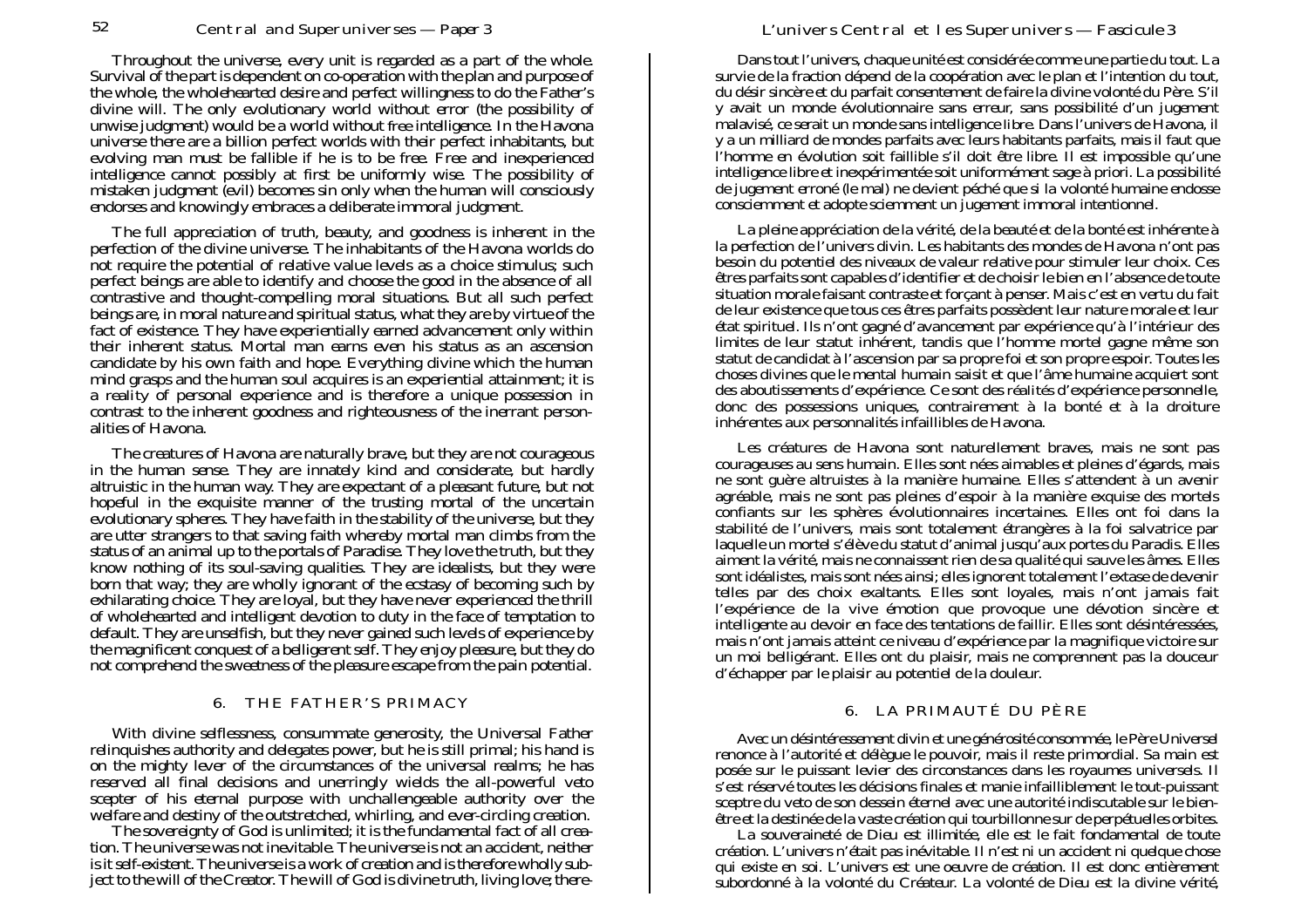Throughout the universe, every unit is regarded as a part of the whole. Survival of the part is dependent on co-operation with the plan and purpose of the whole, the wholehearted desire and perfect willingness to do the Father's divine will. The only evolutionary world without error (the possibility of unwise judgment) would be a world without *free* intelligence. In the Havona universe there are a billion perfect worlds with their perfect inhabitants, but evolving man must be fallible if he is to be free. Free and inexperienced intelligence cannot possibly at first be uniformly wise. The possibility of mistaken judgment (evil) becomes sin only when the human will consciously endorses and knowingly embraces a deliberate immoral judgment.

The full appreciation of truth, beauty, and goodness is inherent in the perfection of the divine universe. The inhabitants of the Havona worlds do not require the potential of relative value levels as a choice stimulus; such perfect beings are able to identify and choose the good in the absence of all contrastive and thought-compelling moral situations. But all such perfect beings are, in moral nature and spiritual status, what they are by virtue of the fact of existence. They have experientially earned advancement only within their inherent status. Mortal man earns even his status as an ascension candidate by his own faith and hope. Everything divine which the human mind grasps and the human soul acquires is an experiential attainment; it is a *reality of personal experience* and is therefore a unique possession in contrast to the inherent goodness and righteousness of the inerrant personalities of Havona.

The creatures of Havona are naturally brave, but they are not courageous in the human sense. They are innately kind and considerate, but hardly altruistic in the human way. They are expectant of a pleasant future, but not hopeful in the exquisite manner of the trusting mortal of the uncertain evolutionary spheres. They have faith in the stability of the universe, but they are utter strangers to that saving faith whereby mortal man climbs from the status of an animal up to the portals of Paradise. They love the truth, but they know nothing of its soul-saving qualities. They are idealists, but they were born that way; they are wholly ignorant of the ecstasy of becoming such by exhilarating choice. They are loyal, but they have never experienced the thrill of wholehearted and intelligent devotion to duty in the face of temptation to default. They are unselfish, but they never gained such levels of experience by the magnificent conquest of a belligerent self. They enjoy pleasure, but they do not comprehend the sweetness of the pleasure escape from the pain potential.

## 6. THE FATHER'S PRIMACY

With divine selflessness, consummate generosity, the Universal Father relinquishes authority and delegates power, but he is still primal; his hand is on the mighty lever of the circumstances of the universal realms; he has reserved all final decisions and unerringly wields the all-powerful veto scepter of his eternal purpose with unchallengeable authority over the welfare and destiny of the outstretched, whirling, and ever-circling creation.

The sovereignty of God is unlimited; it is the fundamental fact of all creation. The universe was not inevitable. The universe is not an accident, neither is it self-existent. The universe is a work of creation and is therefore wholly subject to the will of the Creator. The will of God is divine truth, living love; there-

Dans tout l'univers, chaque unité est considérée comme une partie du tout. La survie de la fraction dépend de la coopération avec le plan et l'intention du tout, du désir sincère et du parfait consentement de faire la divine volonté du Père. S'il y avait un monde évolutionnaire sans erreur, sans possibilité d'un jugement malavisé, ce serait un monde sans intelligence *libre*. Dans l'univers de Havona, il y a un milliard de mondes parfaits avec leurs habitants parfaits, mais il faut que l'homme en évolution soit faillible s'il doit être libre. Il est impossible qu'une intelligence libre et inexpérimentée soit uniformément sage à priori. La possibilité de jugement erroné (le mal) ne devient péché que si la volonté humaine endosse consciemment et adopte sciemment un jugement immoral intentionnel.

La pleine appréciation de la vérité, de la beauté et de la bonté est inhérente à la perfection de l'univers divin. Les habitants des mondes de Havona n'ont pas besoin du potentiel des niveaux de valeur relative pour stimuler leur choix. Ces êtres parfaits sont capables d'identifier et de choisir le bien en l'absence de toute situation morale faisant contraste et forçant à penser. Mais c'est en vertu du fait de leur existence que tous ces êtres parfaits possèdent leur nature morale et leur état spirituel. Ils n'ont gagné d'avancement par expérience qu'à l'intérieur des limites de leur statut inhérent, tandis que l'homme mortel gagne même son statut de candidat à l'ascension par sa propre foi et son propre espoir. Toutes les choses divines que le mental humain saisit et que l'âme humaine acquiert sont des aboutissements d'expérience. Ce sont des *réalités d'expérience personnelle*, donc des possessions uniques, contrairement à la bonté et à la droiture inhérentes aux personnalités infaillibles de Havona.

Les créatures de Havona sont naturellement braves, mais ne sont pas courageuses au sens humain. Elles sont nées aimables et pleines d'égards, mais ne sont guère altruistes à la manière humaine. Elles s'attendent à un avenir agréable, mais ne sont pas pleines d'espoir à la manière exquise des mortels confiants sur les sphères évolutionnaires incertaines. Elles ont foi dans la stabilité de l'univers, mais sont totalement étrangères à la foi salvatrice par laquelle un mortel s'élève du statut d'animal jusqu'aux portes du Paradis. Elles aiment la vérité, mais ne connaissent rien de sa qualité qui sauve les âmes. Elles sont idéalistes, mais sont nées ainsi; elles ignorent totalement l'extase de devenir telles par des choix exaltants. Elles sont loyales, mais n'ont jamais fait l'expérience de la vive émotion que provoque une dévotion sincère et intelligente au devoir en face des tentations de faillir. Elles sont désintéressées, mais n'ont jamais atteint ce niveau d'expérience par la magnifique victoire sur un moi belligérant. Elles ont du plaisir, mais ne comprennent pas la douceur d'échapper par le plaisir au potentiel de la douleur.

## 6. LA PRIMAUTÉ DU PÈRE

Avec un désintéressement divin et une générosité consommée, le Père Universel renonce à l'autorité et délègue le pouvoir, mais il reste primordial. Sa main est posée sur le puissant levier des circonstances dans les royaumes universels. Il s'est réservé toutes les décisions finales et manie infailliblement le tout-puissant sceptre du veto de son dessein éternel avec une autorité indiscutable sur le bien-être et la destinée de la vaste création qui tourbillonne sur de perpétuelles orbites.

La souveraineté de Dieu est illimitée, elle est le fait fondamental de toute création. L'univers n'était pas inévitable. Il n'est ni un accident ni quelque chose qui existe en soi. L'univers est une oeuvre de création. Il est donc entièrement subordonné à la volonté du Créateur. La volonté de Dieu est la divine vérité,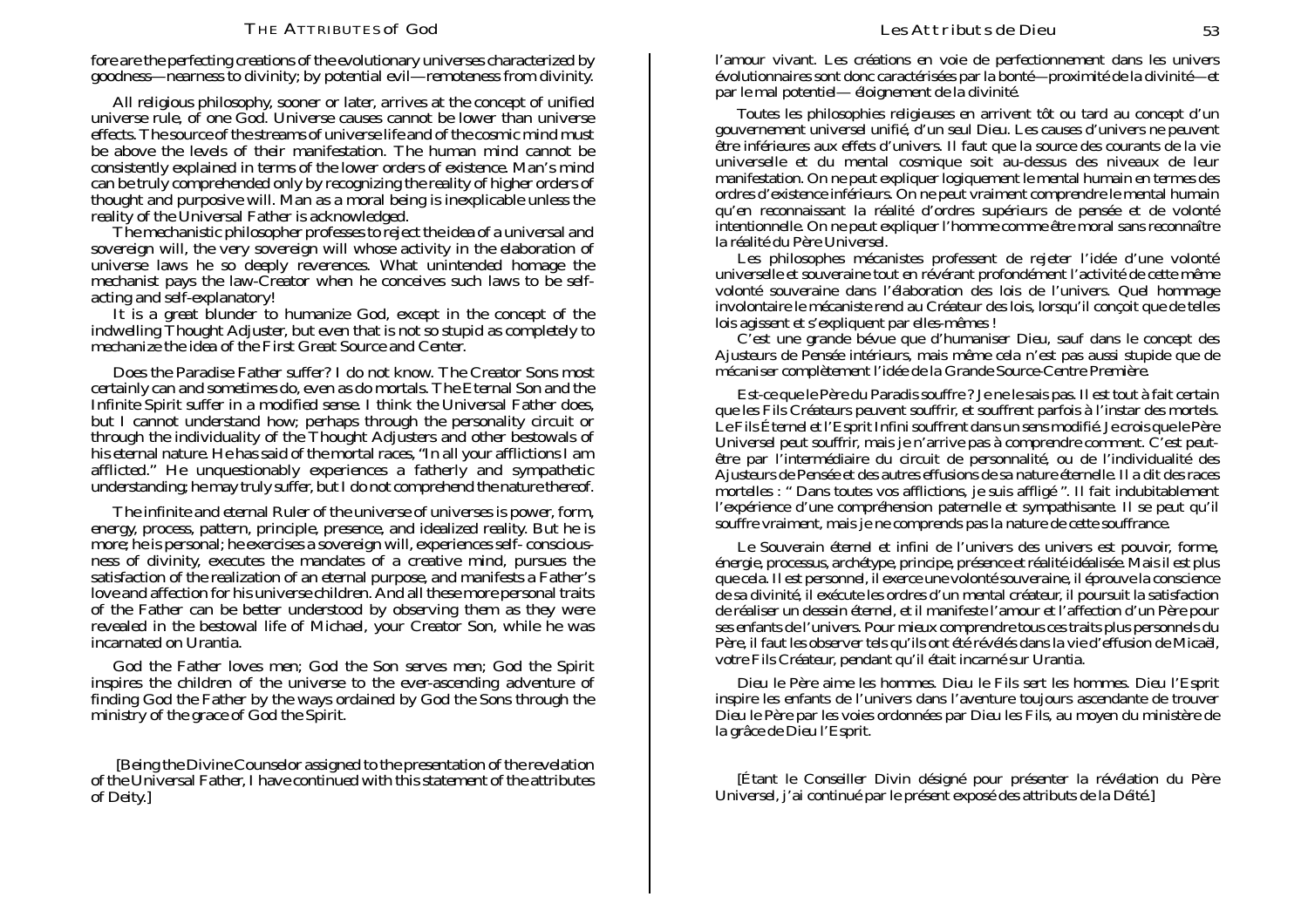fore are the perfecting creations of the evolutionary universes characterized by goodness—nearness to divinity; by potential evil—remoteness from divinity.

All religious philosophy, sooner or later, arrives at the concept of unified universe rule, of one God. Universe causes cannot be lower than universe effects. The source of the streams of universe life and of the cosmic mind must be above the levels of their manifestation. The human mind cannot be consistently explained in terms of the lower orders of existence. Man's mind can be truly comprehended only by recognizing the reality of higher orders of thought and purposive will. Man as a moral being is inexplicable unless the reality of the Universal Father is acknowledged.

The mechanistic philosopher professes to reject the idea of a universal and sovereign will, the very sovereign will whose activity in the elaboration of universe laws he so deeply reverences. What unintended homage the mechanist pays the law-Creator when he conceives such laws to be self-acting and self-explanatory!

It is a great blunder to humanize God, except in the concept of the indwelling Thought Adjuster, but even that is not so stupid as completely to mechanize the idea of the First Great Source and Center.

Does the Paradise Father suffer? I do not know. The Creator Sons most certainly can and sometimes do, even as do mortals. The Eternal Son and the Infinite Spirit suffer in a modified sense. I think the Universal Father does, but I cannot understand how; perhaps through the personality circuit or through the individuality of the Thought Adjusters and other bestowals of his eternal nature. He has said of the mortal races, "In all your afflictions I am afflicted." He unquestionably experiences a fatherly and sympathetic understanding; he may truly suffer, but I do not comprehend the nature thereof.

The infinite and eternal Ruler of the universe of universes is power, form, energy, process, pattern, principle, presence, and idealized reality. But he is more; he is personal; he exercises a sovereign will, experiences self-consciousness of divinity, executes the mandates of a creative mind, pursues the satisfaction of the realization of an eternal purpose, and manifests a Father's love and affection for his universe children. And all these more personal traits of the Father can be better understood by observing them as they were revealed in the bestowal life of Michael, your Creator Son, while he was incarnated on Urantia.

God the Father loves men; God the Son serves men; God the Spirit inspires the children of the universe to the ever-ascending adventure of finding God the Father by the ways ordained by God the Sons through the ministry of the grace of God the Spirit.

[Being the Divine Counselor assigned to the presentation of the revelation of the Universal Father, I have continued with this statement of the attributes of Deity.]

l'amour vivant. Les créations en voie de perfectionnement dans les univers évolutionnaires sont donc caractérisées par la bonté—proximité de la divinité—et par le mal potentiel— éloignement de la divinité.

Toutes les philosophies religieuses en arrivent tôt ou tard au concept d'un gouvernement universel unifié, d'un seul Dieu. Les causes d'univers ne peuvent être inférieures aux effets d'univers. Il faut que la source des courants de la vie universelle et du mental cosmique soit au-dessus des niveaux de leur manifestation. On ne peut expliquer logiquement le mental humain en termes des ordres d'existence inférieurs. On ne peut vraiment comprendre le mental humain qu'en reconnaissant la réalité d'ordres supérieurs de pensée et de volonté intentionnelle. On ne peut expliquer l'homme comme être moral sans reconnaître la réalité du Père Universel.

Les philosophes mécanistes professent de rejeter l'idée d'une volonté universelle et souveraine tout en révérant profondément l'activité de cette même volonté souveraine dans l'élaboration des lois de l'univers. Quel hommage involontaire le mécaniste rend au Créateur des lois, lorsqu'il conçoit que de telles lois agissent et s'expliquent par elles-mêmes !

C'est une grande bévue que d'humaniser Dieu, sauf dans le concept des Ajusteurs de Pensée intérieurs, mais même cela n'est pas aussi stupide que de mécaniser complètement l'idée de la Grande Source-Centre Première.

Est-ce que le Père du Paradis souffre ? Je ne le sais pas. Il est tout à fait certain que les Fils Créateurs peuvent souffrir, et souffrent parfois à l'instar des mortels. Le Fils Éternel et l'Esprit Infini souffrent dans un sens modifié. Je crois que le Père Universel peut souffrir, mais je n'arrive pas à comprendre comment. C'est peut-être par l'intermédiaire du circuit de personnalité, ou de l'individualité des Ajusteurs de Pensée et des autres effusions de sa nature éternelle. Il a dit des races mortelles : " Dans toutes vos afflictions, je suis affligé ". Il fait indubitablement l'expérience d'une compréhension paternelle et sympathisante. Il se peut qu'il souffre vraiment, mais je ne comprends pas la nature de cette souffrance.

Le Souverain éternel et infini de l'univers des univers est pouvoir, forme, énergie, processus, archétype, principe, présence et réalité idéalisée. Mais il est plus que cela. Il est personnel, il exerce une volonté souveraine, il éprouve la conscience de sa divinité, il exécute les ordres d'un mental créateur, il poursuit la satisfaction de réaliser un dessein éternel, et il manifeste l'amour et l'affection d'un Père pour ses enfants de l'univers. Pour mieux comprendre tous ces traits plus personnels du Père, il faut les observer tels qu'ils ont été révélés dans la vie d'effusion de Micaël, votre Fils Créateur, pendant qu'il était incarné sur Urantia.

Dieu le Père aime les hommes. Dieu le Fils sert les hommes. Dieu l'Esprit inspire les enfants de l'univers dans l'aventure toujours ascendante de trouver Dieu le Père par les voies ordonnées par Dieu les Fils, au moyen du ministère de la grâce de Dieu l'Esprit.

[Étant le Conseiller Divin désigné pour présenter la révélation du Père Universel, j'ai continué par le présent exposé des attributs de la Déité.]